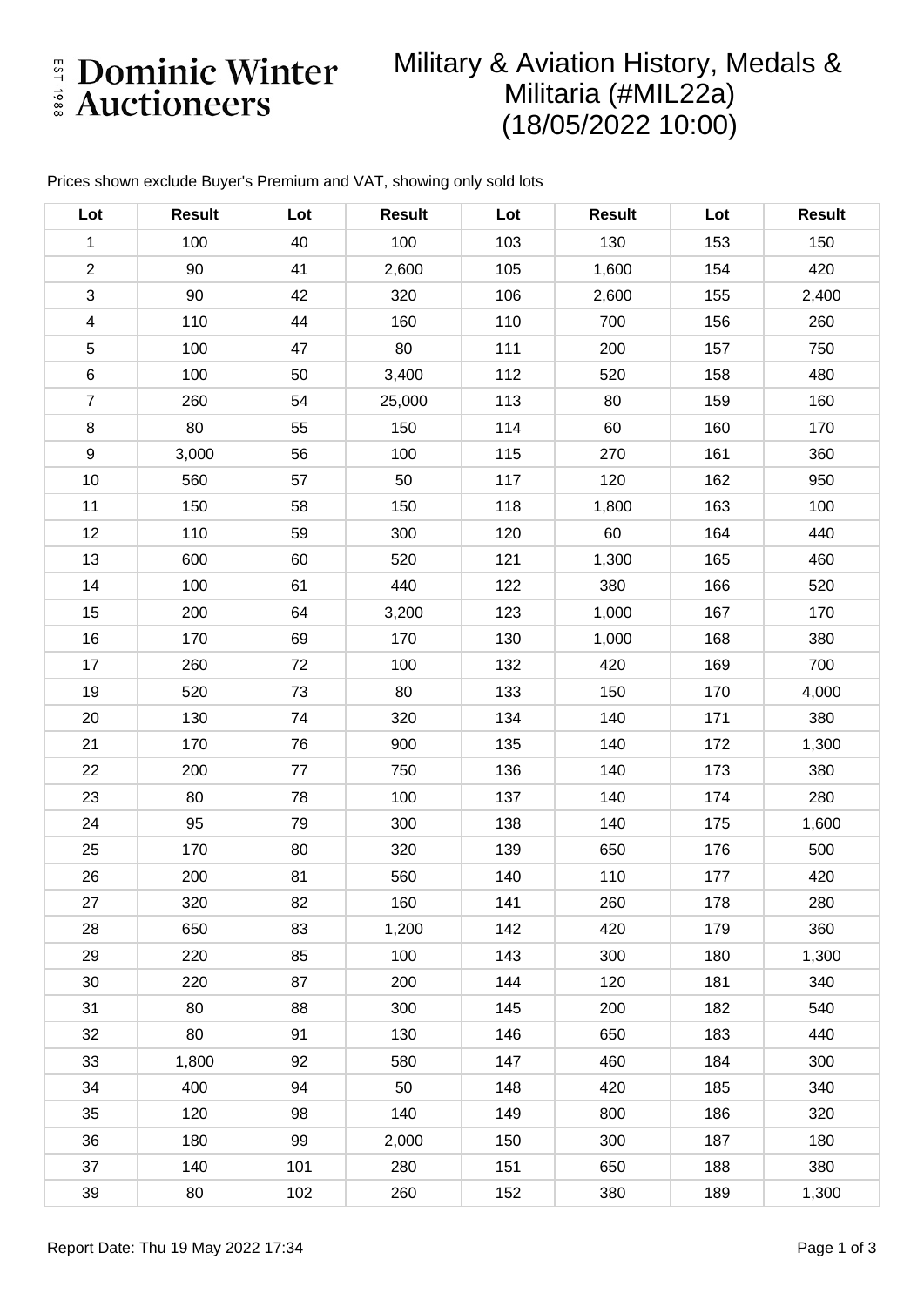# Dominic Winter Auctioneers

EST 1988

## Military & Aviation History, Medals & Militaria (#MIL22a) (18/05/2022 10:00)

Prices shown exclude Buyer's Premium and VAT, showing only sold lots

| Lot | Result | Lot | Result | Lot | Result | Lot | Result |
|---|---|---|---|---|---|---|---|
| 1 | 100 | 40 | 100 | 103 | 130 | 153 | 150 |
| 2 | 90 | 41 | 2,600 | 105 | 1,600 | 154 | 420 |
| 3 | 90 | 42 | 320 | 106 | 2,600 | 155 | 2,400 |
| 4 | 110 | 44 | 160 | 110 | 700 | 156 | 260 |
| 5 | 100 | 47 | 80 | 111 | 200 | 157 | 750 |
| 6 | 100 | 50 | 3,400 | 112 | 520 | 158 | 480 |
| 7 | 260 | 54 | 25,000 | 113 | 80 | 159 | 160 |
| 8 | 80 | 55 | 150 | 114 | 60 | 160 | 170 |
| 9 | 3,000 | 56 | 100 | 115 | 270 | 161 | 360 |
| 10 | 560 | 57 | 50 | 117 | 120 | 162 | 950 |
| 11 | 150 | 58 | 150 | 118 | 1,800 | 163 | 100 |
| 12 | 110 | 59 | 300 | 120 | 60 | 164 | 440 |
| 13 | 600 | 60 | 520 | 121 | 1,300 | 165 | 460 |
| 14 | 100 | 61 | 440 | 122 | 380 | 166 | 520 |
| 15 | 200 | 64 | 3,200 | 123 | 1,000 | 167 | 170 |
| 16 | 170 | 69 | 170 | 130 | 1,000 | 168 | 380 |
| 17 | 260 | 72 | 100 | 132 | 420 | 169 | 700 |
| 19 | 520 | 73 | 80 | 133 | 150 | 170 | 4,000 |
| 20 | 130 | 74 | 320 | 134 | 140 | 171 | 380 |
| 21 | 170 | 76 | 900 | 135 | 140 | 172 | 1,300 |
| 22 | 200 | 77 | 750 | 136 | 140 | 173 | 380 |
| 23 | 80 | 78 | 100 | 137 | 140 | 174 | 280 |
| 24 | 95 | 79 | 300 | 138 | 140 | 175 | 1,600 |
| 25 | 170 | 80 | 320 | 139 | 650 | 176 | 500 |
| 26 | 200 | 81 | 560 | 140 | 110 | 177 | 420 |
| 27 | 320 | 82 | 160 | 141 | 260 | 178 | 280 |
| 28 | 650 | 83 | 1,200 | 142 | 420 | 179 | 360 |
| 29 | 220 | 85 | 100 | 143 | 300 | 180 | 1,300 |
| 30 | 220 | 87 | 200 | 144 | 120 | 181 | 340 |
| 31 | 80 | 88 | 300 | 145 | 200 | 182 | 540 |
| 32 | 80 | 91 | 130 | 146 | 650 | 183 | 440 |
| 33 | 1,800 | 92 | 580 | 147 | 460 | 184 | 300 |
| 34 | 400 | 94 | 50 | 148 | 420 | 185 | 340 |
| 35 | 120 | 98 | 140 | 149 | 800 | 186 | 320 |
| 36 | 180 | 99 | 2,000 | 150 | 300 | 187 | 180 |
| 37 | 140 | 101 | 280 | 151 | 650 | 188 | 380 |
| 39 | 80 | 102 | 260 | 152 | 380 | 189 | 1,300 |

Report Date: Thu 19 May 2022 17:34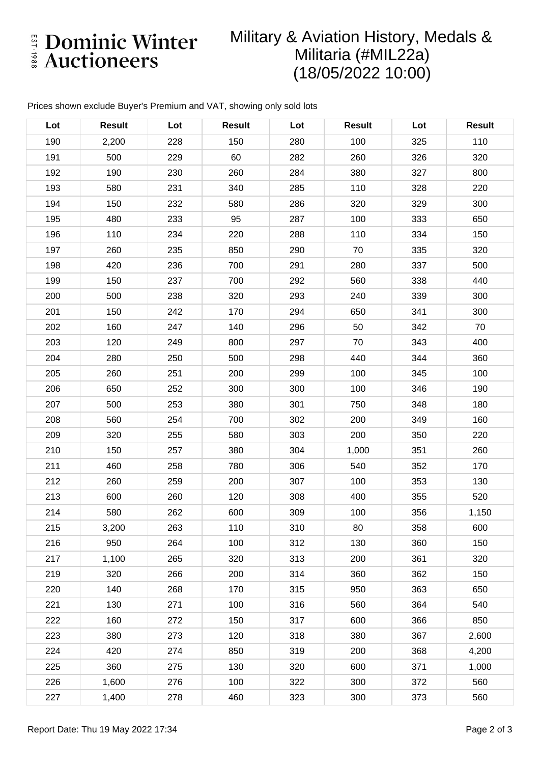# Dominic Winter Auctioneers

## Military & Aviation History, Medals & Militaria (#MIL22a) (18/05/2022 10:00)

Prices shown exclude Buyer's Premium and VAT, showing only sold lots

| Lot | Result | Lot | Result | Lot | Result | Lot | Result |
|---|---|---|---|---|---|---|---|
| 190 | 2,200 | 228 | 150 | 280 | 100 | 325 | 110 |
| 191 | 500 | 229 | 60 | 282 | 260 | 326 | 320 |
| 192 | 190 | 230 | 260 | 284 | 380 | 327 | 800 |
| 193 | 580 | 231 | 340 | 285 | 110 | 328 | 220 |
| 194 | 150 | 232 | 580 | 286 | 320 | 329 | 300 |
| 195 | 480 | 233 | 95 | 287 | 100 | 333 | 650 |
| 196 | 110 | 234 | 220 | 288 | 110 | 334 | 150 |
| 197 | 260 | 235 | 850 | 290 | 70 | 335 | 320 |
| 198 | 420 | 236 | 700 | 291 | 280 | 337 | 500 |
| 199 | 150 | 237 | 700 | 292 | 560 | 338 | 440 |
| 200 | 500 | 238 | 320 | 293 | 240 | 339 | 300 |
| 201 | 150 | 242 | 170 | 294 | 650 | 341 | 300 |
| 202 | 160 | 247 | 140 | 296 | 50 | 342 | 70 |
| 203 | 120 | 249 | 800 | 297 | 70 | 343 | 400 |
| 204 | 280 | 250 | 500 | 298 | 440 | 344 | 360 |
| 205 | 260 | 251 | 200 | 299 | 100 | 345 | 100 |
| 206 | 650 | 252 | 300 | 300 | 100 | 346 | 190 |
| 207 | 500 | 253 | 380 | 301 | 750 | 348 | 180 |
| 208 | 560 | 254 | 700 | 302 | 200 | 349 | 160 |
| 209 | 320 | 255 | 580 | 303 | 200 | 350 | 220 |
| 210 | 150 | 257 | 380 | 304 | 1,000 | 351 | 260 |
| 211 | 460 | 258 | 780 | 306 | 540 | 352 | 170 |
| 212 | 260 | 259 | 200 | 307 | 100 | 353 | 130 |
| 213 | 600 | 260 | 120 | 308 | 400 | 355 | 520 |
| 214 | 580 | 262 | 600 | 309 | 100 | 356 | 1,150 |
| 215 | 3,200 | 263 | 110 | 310 | 80 | 358 | 600 |
| 216 | 950 | 264 | 100 | 312 | 130 | 360 | 150 |
| 217 | 1,100 | 265 | 320 | 313 | 200 | 361 | 320 |
| 219 | 320 | 266 | 200 | 314 | 360 | 362 | 150 |
| 220 | 140 | 268 | 170 | 315 | 950 | 363 | 650 |
| 221 | 130 | 271 | 100 | 316 | 560 | 364 | 540 |
| 222 | 160 | 272 | 150 | 317 | 600 | 366 | 850 |
| 223 | 380 | 273 | 120 | 318 | 380 | 367 | 2,600 |
| 224 | 420 | 274 | 850 | 319 | 200 | 368 | 4,200 |
| 225 | 360 | 275 | 130 | 320 | 600 | 371 | 1,000 |
| 226 | 1,600 | 276 | 100 | 322 | 300 | 372 | 560 |
| 227 | 1,400 | 278 | 460 | 323 | 300 | 373 | 560 |

Report Date: Thu 19 May 2022 17:34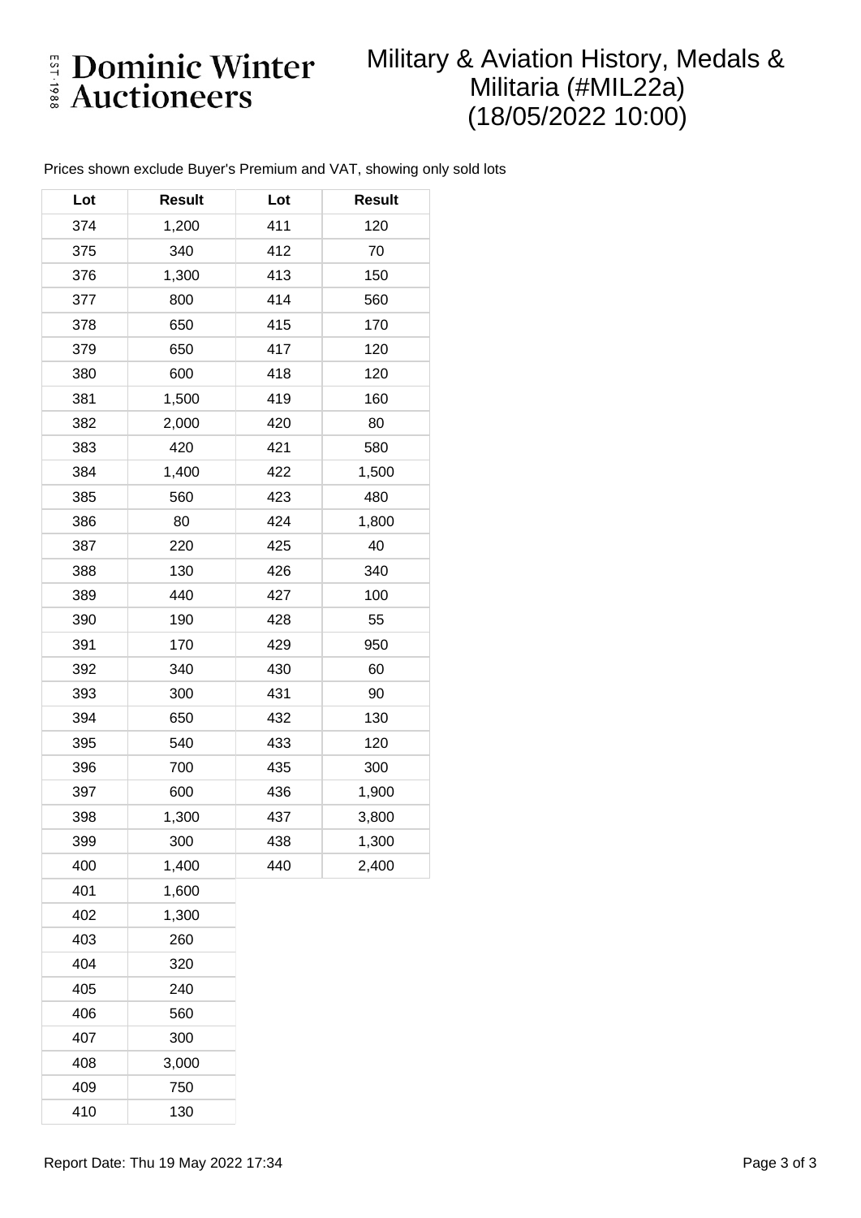# Dominic Winter Auctioneers

## Military & Aviation History, Medals & Militaria (#MIL22a) (18/05/2022 10:00)

Prices shown exclude Buyer's Premium and VAT, showing only sold lots

| Lot | Result | Lot | Result |
|---|---|---|---|
| 374 | 1,200 | 411 | 120 |
| 375 | 340 | 412 | 70 |
| 376 | 1,300 | 413 | 150 |
| 377 | 800 | 414 | 560 |
| 378 | 650 | 415 | 170 |
| 379 | 650 | 417 | 120 |
| 380 | 600 | 418 | 120 |
| 381 | 1,500 | 419 | 160 |
| 382 | 2,000 | 420 | 80 |
| 383 | 420 | 421 | 580 |
| 384 | 1,400 | 422 | 1,500 |
| 385 | 560 | 423 | 480 |
| 386 | 80 | 424 | 1,800 |
| 387 | 220 | 425 | 40 |
| 388 | 130 | 426 | 340 |
| 389 | 440 | 427 | 100 |
| 390 | 190 | 428 | 55 |
| 391 | 170 | 429 | 950 |
| 392 | 340 | 430 | 60 |
| 393 | 300 | 431 | 90 |
| 394 | 650 | 432 | 130 |
| 395 | 540 | 433 | 120 |
| 396 | 700 | 435 | 300 |
| 397 | 600 | 436 | 1,900 |
| 398 | 1,300 | 437 | 3,800 |
| 399 | 300 | 438 | 1,300 |
| 400 | 1,400 | 440 | 2,400 |
| 401 | 1,600 | | |
| 402 | 1,300 | | |
| 403 | 260 | | |
| 404 | 320 | | |
| 405 | 240 | | |
| 406 | 560 | | |
| 407 | 300 | | |
| 408 | 3,000 | | |
| 409 | 750 | | |
| 410 | 130 | | |

Report Date: Thu 19 May 2022 17:34